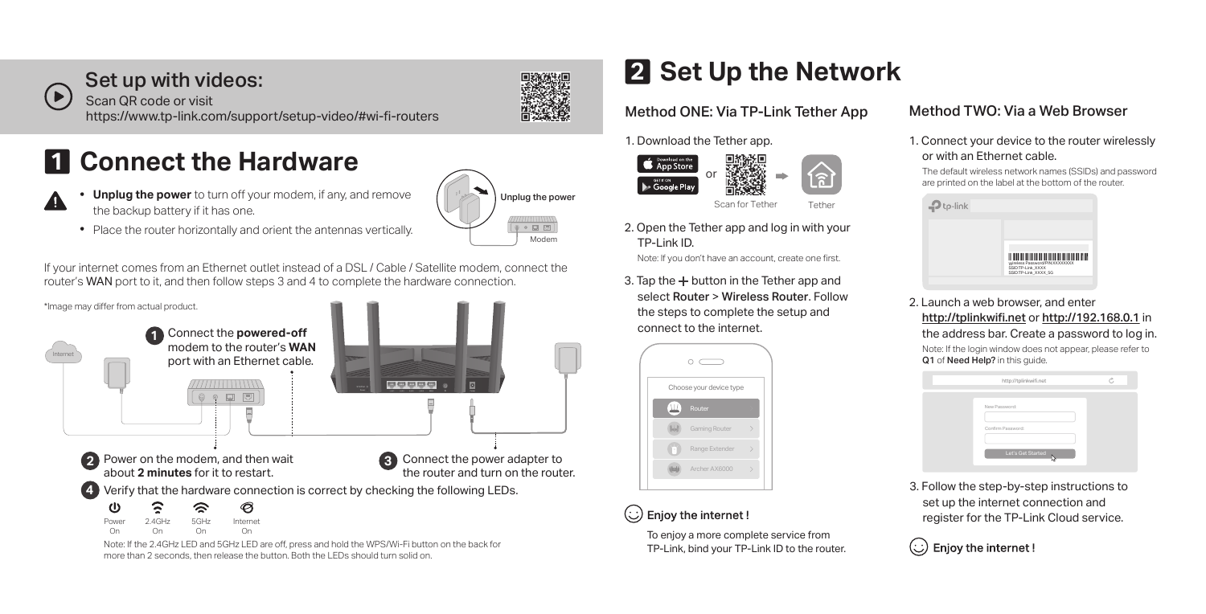## Set up with videos:

Scan QR code or visit
https://www.tp-link.com/support/setup-video/#wi-fi-routers

# 1 Connect the Hardware

- **Unplug the power** to turn off your modem, if any, and remove the backup battery if it has one.
- Place the router horizontally and orient the antennas vertically.

Unplug the power

Modem

If your internet comes from an Ethernet outlet instead of a DSL / Cable / Satellite modem, connect the router's WAN port to it, and then follow steps 3 and 4 to complete the hardware connection.

*Image may differ from actual product.

Internet

1. Connect the **powered-off** modem to the router's **WAN** port with an Ethernet cable.
2. Power on the modem, and then wait about **2 minutes** for it to restart.
3. Connect the power adapter to the router and turn on the router.
4. Verify that the hardware connection is correct by checking the following LEDs.

| Power | 2.4GHz | 5GHz | Internet |
| --- | --- | --- | --- |
| On | On | On | On |

Note: If the 2.4GHz LED and 5GHz LED are off, press and hold the WPS/Wi-Fi button on the back for more than 2 seconds, then release the button. Both the LEDs should turn solid on.

# 2 Set Up the Network

## Method ONE: Via TP-Link Tether App

1. Download the Tether app.

   App Store or Google Play or Scan for Tether → Tether

2. Open the Tether app and log in with your TP-Link ID.

   Note: If you don't have an account, create one first.

3. Tap the + button in the Tether app and select **Router** > **Wireless Router**. Follow the steps to complete the setup and connect to the internet.

   Choose your device type
   - Router
   - Gaming Router
   - Range Extender
   - Archer AX6000

☺ **Enjoy the internet !**

To enjoy a more complete service from TP-Link, bind your TP-Link ID to the router.

## Method TWO: Via a Web Browser

1. Connect your device to the router wirelessly or with an Ethernet cable.

   The default wireless network names (SSIDs) and password are printed on the label at the bottom of the router.

   Wireless Password/PIN:XXXXXXXX
   SSID:TP-Link_XXXX
   SSID:TP-Link_XXXX_5G

2. Launch a web browser, and enter http://tplinkwifi.net or http://192.168.0.1 in the address bar. Create a password to log in.

   Note: If the login window does not appear, please refer to **Q1** of **Need Help?** in this guide.

   http://tplinkwifi.net
   New Password:
   Confirm Password:
   Let's Get Started

3. Follow the step-by-step instructions to set up the internet connection and register for the TP-Link Cloud service.

☺ **Enjoy the internet !**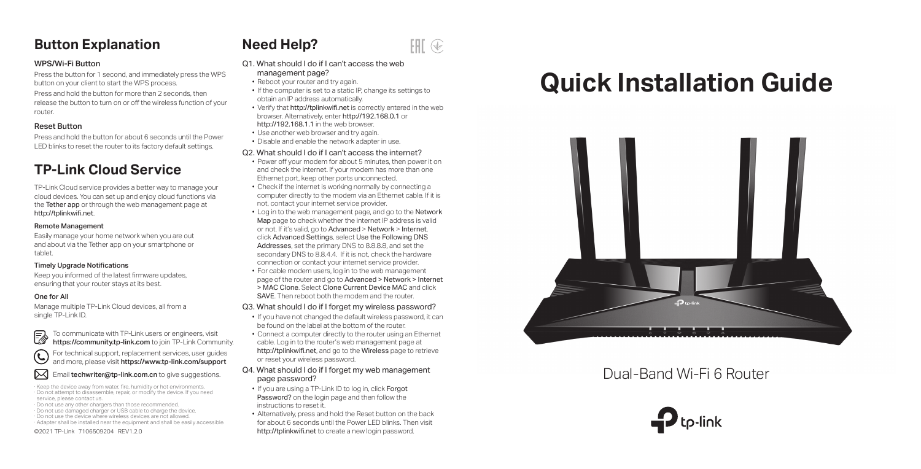## Button Explanation

### WPS/Wi-Fi Button

Press the button for 1 second, and immediately press the WPS button on your client to start the WPS process.

Press and hold the button for more than 2 seconds, then release the button to turn on or off the wireless function of your router.

### Reset Button

Press and hold the button for about 6 seconds until the Power LED blinks to reset the router to its factory default settings.

## TP-Link Cloud Service

TP-Link Cloud service provides a better way to manage your cloud devices. You can set up and enjoy cloud functions via the Tether app or through the web management page at http://tplinkwifi.net.

### Remote Management

Easily manage your home network when you are out and about via the Tether app on your smartphone or tablet.

### Timely Upgrade Notifications

Keep you informed of the latest firmware updates, ensuring that your router stays at its best.

### One for All

Manage multiple TP-Link Cloud devices, all from a single TP-Link ID.

To communicate with TP-Link users or engineers, visit https://community.tp-link.com to join TP-Link Community.

For technical support, replacement services, user guides and more, please visit https://www.tp-link.com/support

Email techwriter@tp-link.com.cn to give suggestions.

· Keep the device away from water, fire, humidity or hot environments.
· Do not attempt to disassemble, repair, or modify the device. If you need service, please contact us.
· Do not use any other chargers than those recommended.
· Do not use damaged charger or USB cable to charge the device.
· Do not use the device where wireless devices are not allowed.
· Adapter shall be installed near the equipment and shall be easily accessible.

©2021 TP-Link 7106509204 REV1.2.0

## Need Help?

### Q1. What should I do if I can't access the web management page?

- Reboot your router and try again.
- If the computer is set to a static IP, change its settings to obtain an IP address automatically.
- Verify that http://tplinkwifi.net is correctly entered in the web browser. Alternatively, enter http://192.168.0.1 or http://192.168.1.1 in the web browser.
- Use another web browser and try again.
- Disable and enable the network adapter in use.

### Q2. What should I do if I can't access the internet?

- Power off your modem for about 5 minutes, then power it on and check the internet. If your modem has more than one Ethernet port, keep other ports unconnected.
- Check if the internet is working normally by connecting a computer directly to the modem via an Ethernet cable. If it is not, contact your internet service provider.
- Log in to the web management page, and go to the Network Map page to check whether the internet IP address is valid or not. If it's valid, go to Advanced > Network > Internet, click Advanced Settings, select Use the Following DNS Addresses, set the primary DNS to 8.8.8.8, and set the secondary DNS to 8.8.4.4. If it is not, check the hardware connection or contact your internet service provider.
- For cable modem users, log in to the web management page of the router and go to Advanced > Network > Internet > MAC Clone. Select Clone Current Device MAC and click SAVE. Then reboot both the modem and the router.

### Q3. What should I do if I forget my wireless password?

- If you have not changed the default wireless password, it can be found on the label at the bottom of the router.
- Connect a computer directly to the router using an Ethernet cable. Log in to the router's web management page at http://tplinkwifi.net, and go to the Wireless page to retrieve or reset your wireless password.

### Q4. What should I do if I forget my web management page password?

- If you are using a TP-Link ID to log in, click Forgot Password? on the login page and then follow the instructions to reset it.
- Alternatively, press and hold the Reset button on the back for about 6 seconds until the Power LED blinks. Then visit http://tplinkwifi.net to create a new login password.

# Quick Installation Guide

Dual-Band Wi-Fi 6 Router

tp-link